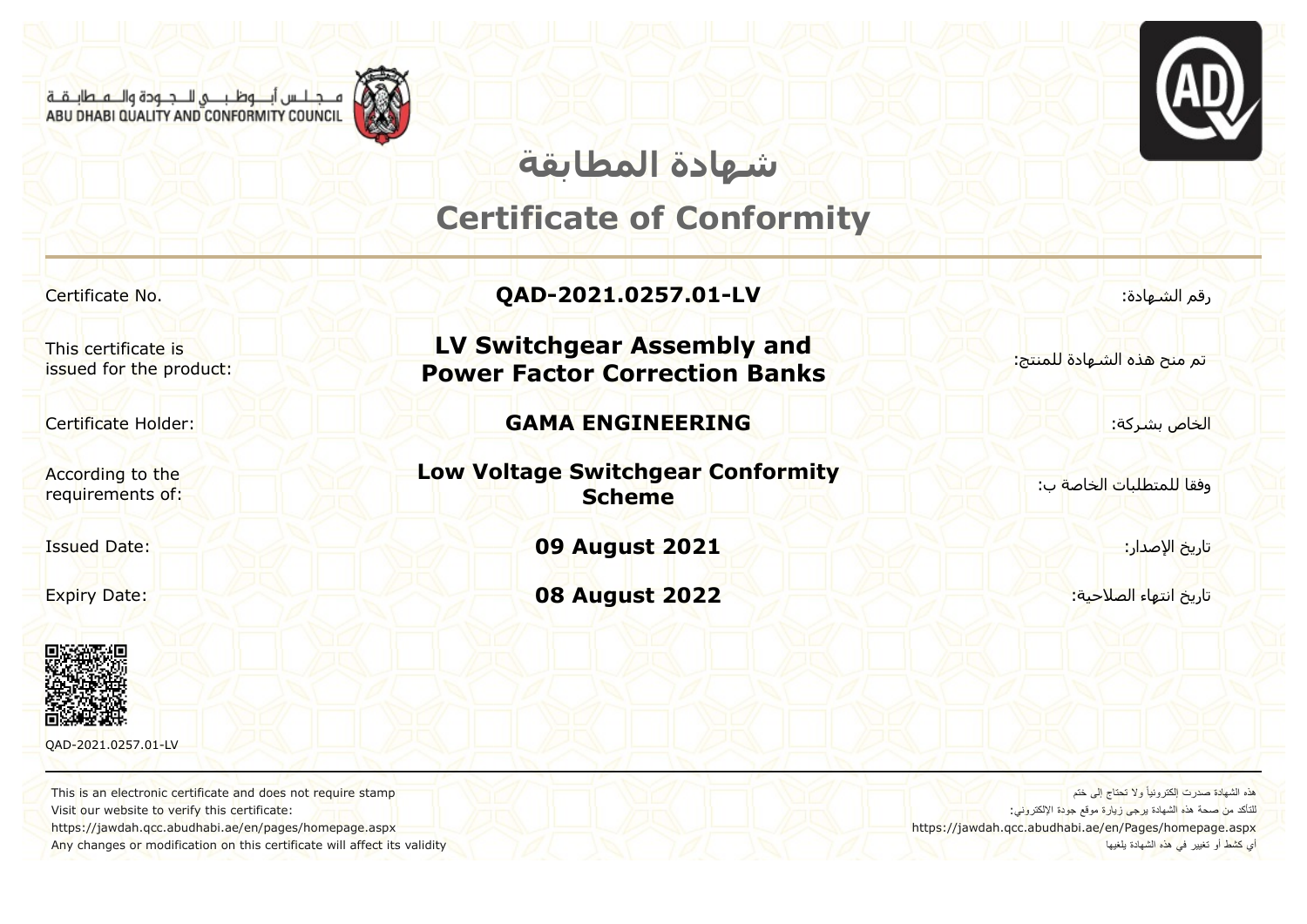مـجـلـس أبـوظـبـي للـجـودة والـمـطابـقـة
ABU DHABI QUALITY AND CONFORMITY COUNCIL

# شهادة المطابقة

# Certificate of Conformity

| | | |
|---|---|---|
| Certificate No. | **QAD-2021.0257.01-LV** | رقم الشهادة: |
| This certificate is issued for the product: | **LV Switchgear Assembly and Power Factor Correction Banks** | تم منح هذه الشهادة للمنتج: |
| Certificate Holder: | **GAMA ENGINEERING** | الخاص بشركة: |
| According to the requirements of: | **Low Voltage Switchgear Conformity Scheme** | وفقا للمتطلبات الخاصة ب: |
| Issued Date: | **09 August 2021** | تاريخ الإصدار: |
| Expiry Date: | **08 August 2022** | تاريخ انتهاء الصلاحية: |

QAD-2021.0257.01-LV

This is an electronic certificate and does not require stamp
Visit our website to verify this certificate:
https://jawdah.qcc.abudhabi.ae/en/pages/homepage.aspx
Any changes or modification on this certificate will affect its validity

هذه الشهادة صدرت إلكترونياً ولا تحتاج إلى ختم
للتأكد من صحة هذه الشهادة يرجى زيارة موقع جودة الإلكتروني:
https://jawdah.qcc.abudhabi.ae/en/Pages/homepage.aspx
أي كشط أو تغيير في هذه الشهادة يلغيها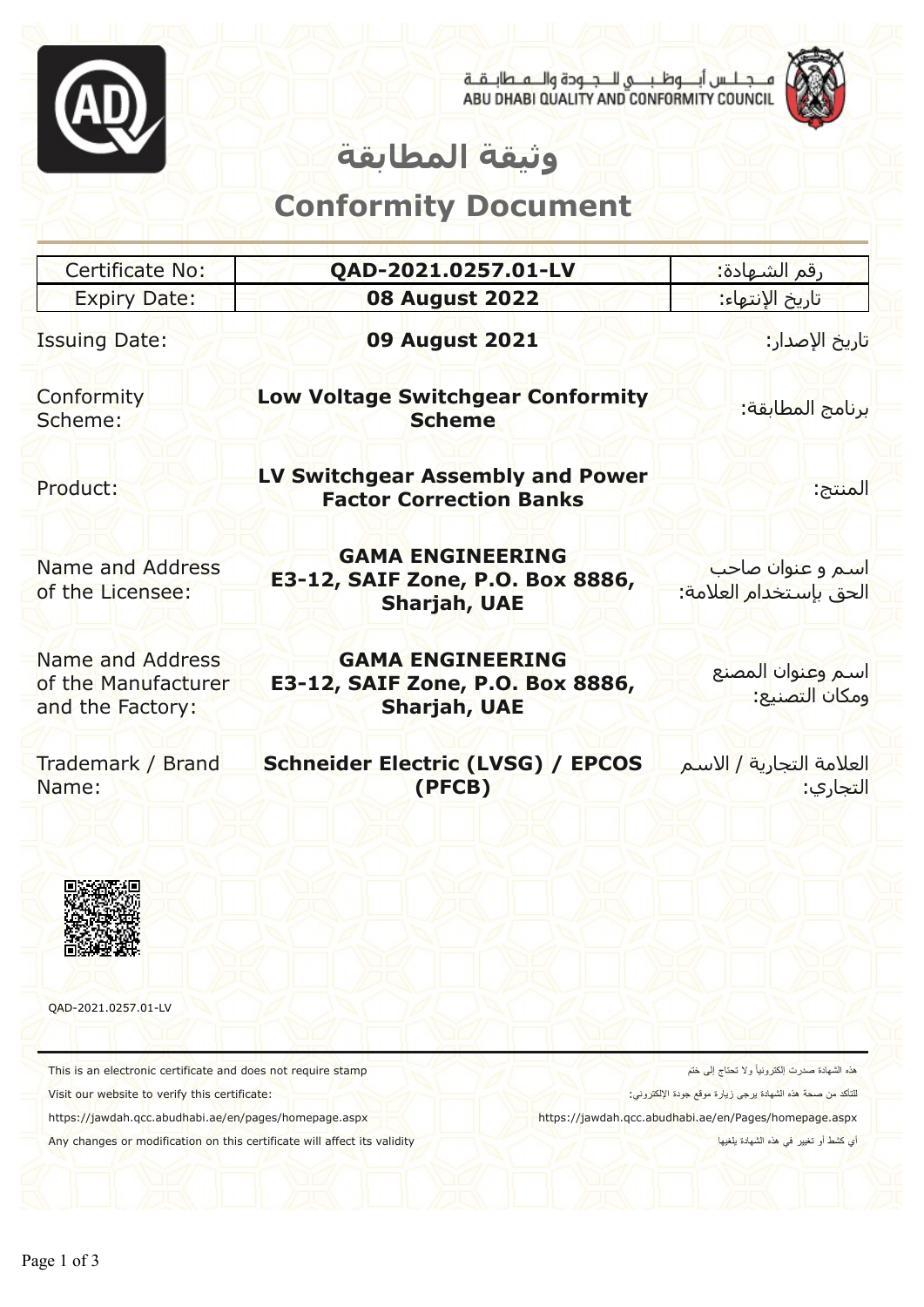مـجـلـس أبـــوظـبـــي لـلـجـودة والـمـطـابـقـة
ABU DHABI QUALITY AND CONFORMITY COUNCIL

# وثيقة المطابقة

# Conformity Document

| Certificate No: | **QAD-2021.0257.01-LV** | رقم الشهادة: |
|---|---|---|
| Expiry Date: | **08 August 2022** | تاريخ الإنتهاء: |

| | | |
|---|---|---|
| Issuing Date: | **09 August 2021** | تاريخ الإصدار: |
| Conformity Scheme: | **Low Voltage Switchgear Conformity Scheme** | برنامج المطابقة: |
| Product: | **LV Switchgear Assembly and Power Factor Correction Banks** | المنتج: |
| Name and Address of the Licensee: | **GAMA ENGINEERING E3-12, SAIF Zone, P.O. Box 8886, Sharjah, UAE** | اسم و عنوان صاحب الحق بإستخدام العلامة: |
| Name and Address of the Manufacturer and the Factory: | **GAMA ENGINEERING E3-12, SAIF Zone, P.O. Box 8886, Sharjah, UAE** | اسم وعنوان المصنع ومكان التصنيع: |
| Trademark / Brand Name: | **Schneider Electric (LVSG) / EPCOS (PFCB)** | العلامة التجارية / الاسم التجاري: |

QAD-2021.0257.01-LV

This is an electronic certificate and does not require stamp

هذه الشهادة صدرت إلكترونياً ولا تحتاج إلى ختم

Visit our website to verify this certificate:

للتأكد من صحة هذه الشهادة يرجى زيارة موقع جودة الإلكتروني:

https://jawdah.qcc.abudhabi.ae/en/pages/homepage.aspx

https://jawdah.qcc.abudhabi.ae/en/Pages/homepage.aspx

Any changes or modification on this certificate will affect its validity

أي كشط أو تغيير في هذه الشهادة يلغيها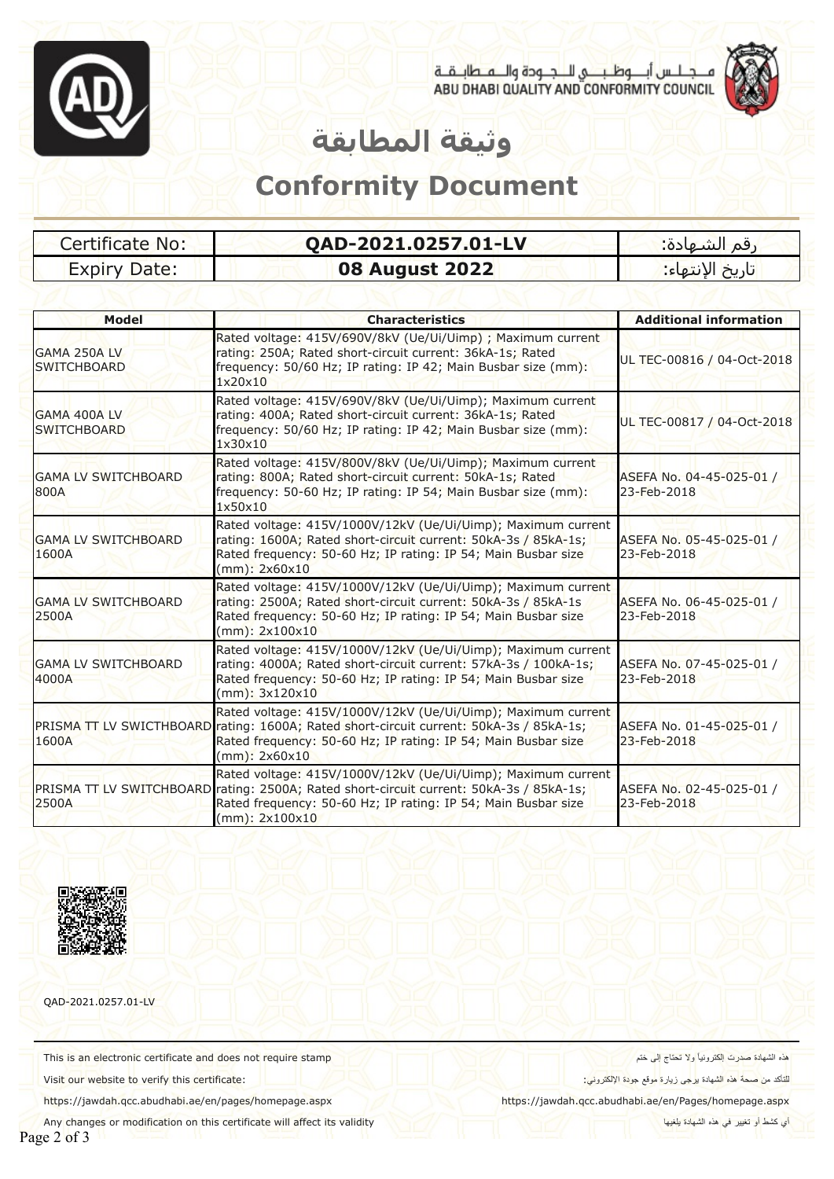مـجـلـس أبـوظـبـي للـجـودة والـمـطابـقـة
ABU DHABI QUALITY AND CONFORMITY COUNCIL

# وثيقة المطابقة

# Conformity Document

| Certificate No: | **QAD-2021.0257.01-LV** | رقم الشـهادة: |
|---|---|---|
| Expiry Date: | **08 August 2022** | تاريخ الإنتهاء: |

| Model | Characteristics | Additional information |
|---|---|---|
| GAMA 250A LV SWITCHBOARD | Rated voltage: 415V/690V/8kV (Ue/Ui/Uimp) ; Maximum current rating: 250A; Rated short-circuit current: 36kA-1s; Rated frequency: 50/60 Hz; IP rating: IP 42; Main Busbar size (mm): 1x20x10 | UL TEC-00816 / 04-Oct-2018 |
| GAMA 400A LV SWITCHBOARD | Rated voltage: 415V/690V/8kV (Ue/Ui/Uimp); Maximum current rating: 400A; Rated short-circuit current: 36kA-1s; Rated frequency: 50/60 Hz; IP rating: IP 42; Main Busbar size (mm): 1x30x10 | UL TEC-00817 / 04-Oct-2018 |
| GAMA LV SWITCHBOARD 800A | Rated voltage: 415V/800V/8kV (Ue/Ui/Uimp); Maximum current rating: 800A; Rated short-circuit current: 50kA-1s; Rated frequency: 50-60 Hz; IP rating: IP 54; Main Busbar size (mm): 1x50x10 | ASEFA No. 04-45-025-01 / 23-Feb-2018 |
| GAMA LV SWITCHBOARD 1600A | Rated voltage: 415V/1000V/12kV (Ue/Ui/Uimp); Maximum current rating: 1600A; Rated short-circuit current: 50kA-3s / 85kA-1s; Rated frequency: 50-60 Hz; IP rating: IP 54; Main Busbar size (mm): 2x60x10 | ASEFA No. 05-45-025-01 / 23-Feb-2018 |
| GAMA LV SWITCHBOARD 2500A | Rated voltage: 415V/1000V/12kV (Ue/Ui/Uimp); Maximum current rating: 2500A; Rated short-circuit current: 50kA-3s / 85kA-1s Rated frequency: 50-60 Hz; IP rating: IP 54; Main Busbar size (mm): 2x100x10 | ASEFA No. 06-45-025-01 / 23-Feb-2018 |
| GAMA LV SWITCHBOARD 4000A | Rated voltage: 415V/1000V/12kV (Ue/Ui/Uimp); Maximum current rating: 4000A; Rated short-circuit current: 57kA-3s / 100kA-1s; Rated frequency: 50-60 Hz; IP rating: IP 54; Main Busbar size (mm): 3x120x10 | ASEFA No. 07-45-025-01 / 23-Feb-2018 |
| PRISMA TT LV SWICTHBOARD 1600A | Rated voltage: 415V/1000V/12kV (Ue/Ui/Uimp); Maximum current rating: 1600A; Rated short-circuit current: 50kA-3s / 85kA-1s; Rated frequency: 50-60 Hz; IP rating: IP 54; Main Busbar size (mm): 2x60x10 | ASEFA No. 01-45-025-01 / 23-Feb-2018 |
| PRISMA TT LV SWITCHBOARD 2500A | Rated voltage: 415V/1000V/12kV (Ue/Ui/Uimp); Maximum current rating: 2500A; Rated short-circuit current: 50kA-3s / 85kA-1s; Rated frequency: 50-60 Hz; IP rating: IP 54; Main Busbar size (mm): 2x100x10 | ASEFA No. 02-45-025-01 / 23-Feb-2018 |

QAD-2021.0257.01-LV

This is an electronic certificate and does not require stamp — هذه الشهادة صدرت إلكترونيا ولا تحتاج إلى ختم

Visit our website to verify this certificate: — للتأكد من صحة هذه الشهادة يرجى زيارة موقع جودة الإلكتروني:

https://jawdah.qcc.abudhabi.ae/en/pages/homepage.aspx — https://jawdah.qcc.abudhabi.ae/en/Pages/homepage.aspx

Any changes or modification on this certificate will affect its validity — أي كشط أو تغيير في هذه الشهادة يلغيها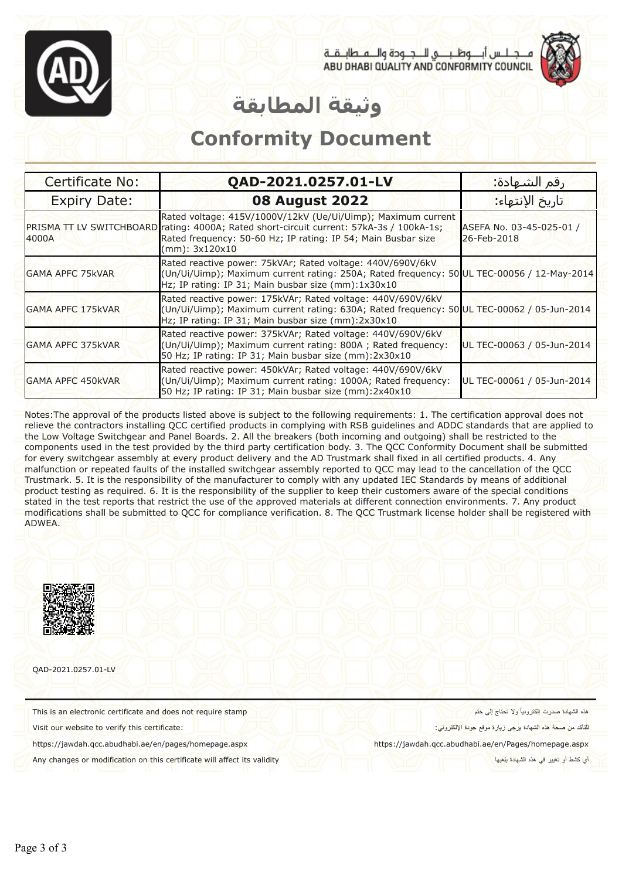مـجـلـس أبـوظـبـي للـجـودة والـمـطابـقـة
ABU DHABI QUALITY AND CONFORMITY COUNCIL

# وثيقة المطابقة

# Conformity Document

| Certificate No: | QAD-2021.0257.01-LV | رقم الشهادة: |
|---|---|---|
| Expiry Date: | **08 August 2022** | تاريخ الإنتهاء: |
| PRISMA TT LV SWITCHBOARD 4000A | Rated voltage: 415V/1000V/12kV (Ue/Ui/Uimp); Maximum current rating: 4000A; Rated short-circuit current: 57kA-3s / 100kA-1s; Rated frequency: 50-60 Hz; IP rating: IP 54; Main Busbar size (mm): 3x120x10 | ASEFA No. 03-45-025-01 / 26-Feb-2018 |
| GAMA APFC 75kVAR | Rated reactive power: 75kVAr; Rated voltage: 440V/690V/6kV (Un/Ui/Uimp); Maximum current rating: 250A; Rated frequency: 50 Hz; IP rating: IP 31; Main busbar size (mm):1x30x10 | UL TEC-00056 / 12-May-2014 |
| GAMA APFC 175kVAR | Rated reactive power: 175kVAr; Rated voltage: 440V/690V/6kV (Un/Ui/Uimp); Maximum current rating: 630A; Rated frequency: 50 Hz; IP rating: IP 31; Main busbar size (mm):2x30x10 | UL TEC-00062 / 05-Jun-2014 |
| GAMA APFC 375kVAR | Rated reactive power: 375kVAr; Rated voltage: 440V/690V/6kV (Un/Ui/Uimp); Maximum current rating: 800A ; Rated frequency: 50 Hz; IP rating: IP 31; Main busbar size (mm):2x30x10 | UL TEC-00063 / 05-Jun-2014 |
| GAMA APFC 450kVAR | Rated reactive power: 450kVAr; Rated voltage: 440V/690V/6kV (Un/Ui/Uimp); Maximum current rating: 1000A; Rated frequency: 50 Hz; IP rating: IP 31; Main busbar size (mm):2x40x10 | UL TEC-00061 / 05-Jun-2014 |

Notes:The approval of the products listed above is subject to the following requirements: 1. The certification approval does not relieve the contractors installing QCC certified products in complying with RSB guidelines and ADDC standards that are applied to the Low Voltage Switchgear and Panel Boards. 2. All the breakers (both incoming and outgoing) shall be restricted to the components used in the test provided by the third party certification body. 3. The QCC Conformity Document shall be submitted for every switchgear assembly at every product delivery and the AD Trustmark shall fixed in all certified products. 4. Any malfunction or repeated faults of the installed switchgear assembly reported to QCC may lead to the cancellation of the QCC Trustmark. 5. It is the responsibility of the manufacturer to comply with any updated IEC Standards by means of additional product testing as required. 6. It is the responsibility of the supplier to keep their customers aware of the special conditions stated in the test reports that restrict the use of the approved materials at different connection environments. 7. Any product modifications shall be submitted to QCC for compliance verification. 8. The QCC Trustmark license holder shall be registered with ADWEA.

QAD-2021.0257.01-LV

This is an electronic certificate and does not require stamp

هذه الشهادة صدرت إلكترونياً ولا تحتاج إلى ختم

Visit our website to verify this certificate:

للتأكد من صحة هذه الشهادة يرجى زيارة موقع جودة الإلكتروني:

https://jawdah.qcc.abudhabi.ae/en/pages/homepage.aspx

https://jawdah.qcc.abudhabi.ae/en/Pages/homepage.aspx

Any changes or modification on this certificate will affect its validity

أي كشط أو تغيير في هذه الشهادة يلغيها